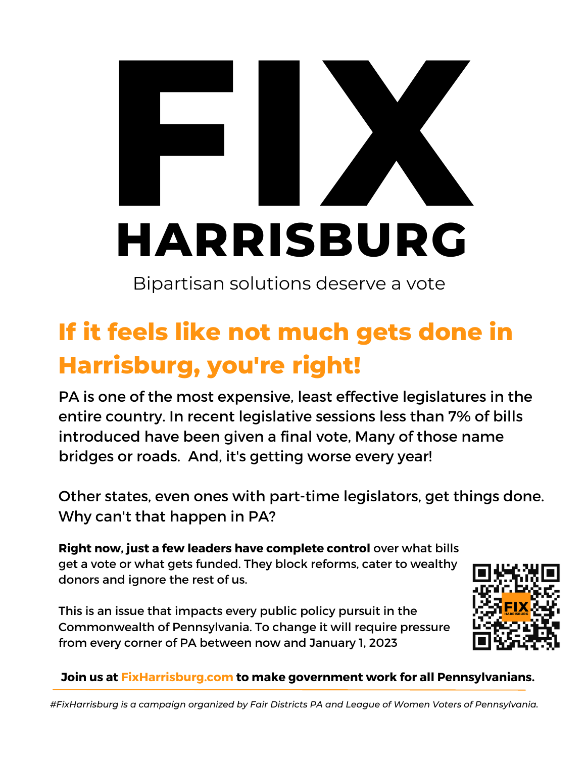# FIX HARRISBURG

Bipartisan solutions deserve a vote

## If it feels like not much gets done in Harrisburg, you're right!

PA is one of the most expensive, least effective legislatures in the entire country. In recent legislative sessions less than 7% of bills introduced have been given a final vote, Many of those name bridges or roads.  And, it's getting worse every year!

Other states, even ones with part-time legislators, get things done. Why can't that happen in PA?

**Right now, just a few leaders have complete control** over what bills get a vote or what gets funded. They block reforms, cater to wealthy donors and ignore the rest of us.

This is an issue that impacts every public policy pursuit in the Commonwealth of Pennsylvania. To change it will require pressure from every corner of PA between now and January 1, 2023

**Join us at FixHarrisburg.com to make government work for all Pennsylvanians.**

*#FixHarrisburg is a campaign organized by Fair Districts PA and League of Women Voters of Pennsylvania.*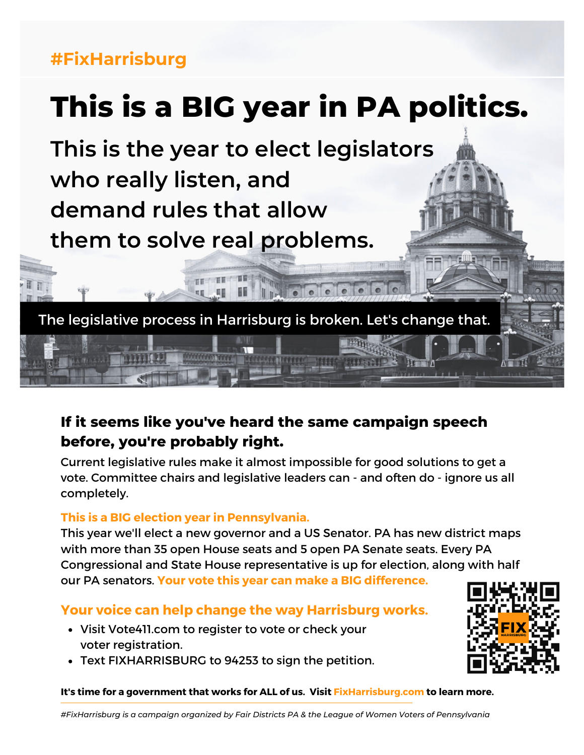#FixHarrisburg

# This is a BIG year in PA politics.

## This is the year to elect legislators who really listen, and demand rules that allow them to solve real problems.

The legislative process in Harrisburg is broken. Let's change that.

### If it seems like you've heard the same campaign speech before, you're probably right.

Current legislative rules make it almost impossible for good solutions to get a vote. Committee chairs and legislative leaders can - and often do - ignore us all completely.

**This is a BIG election year in Pennsylvania.**

This year we'll elect a new governor and a US Senator. PA has new district maps with more than 35 open House seats and 5 open PA Senate seats. Every PA Congressional and State House representative is up for election, along with half our PA senators. **Your vote this year can make a BIG difference.**

### Your voice can help change the way Harrisburg works.

- Visit Vote411.com to register to vote or check your voter registration.
- Text FIXHARRISBURG to 94253 to sign the petition.

**It's time for a government that works for ALL of us. Visit FixHarrisburg.com to learn more.**

*#FixHarrisburg is a campaign organized by Fair Districts PA & the League of Women Voters of Pennsylvania*